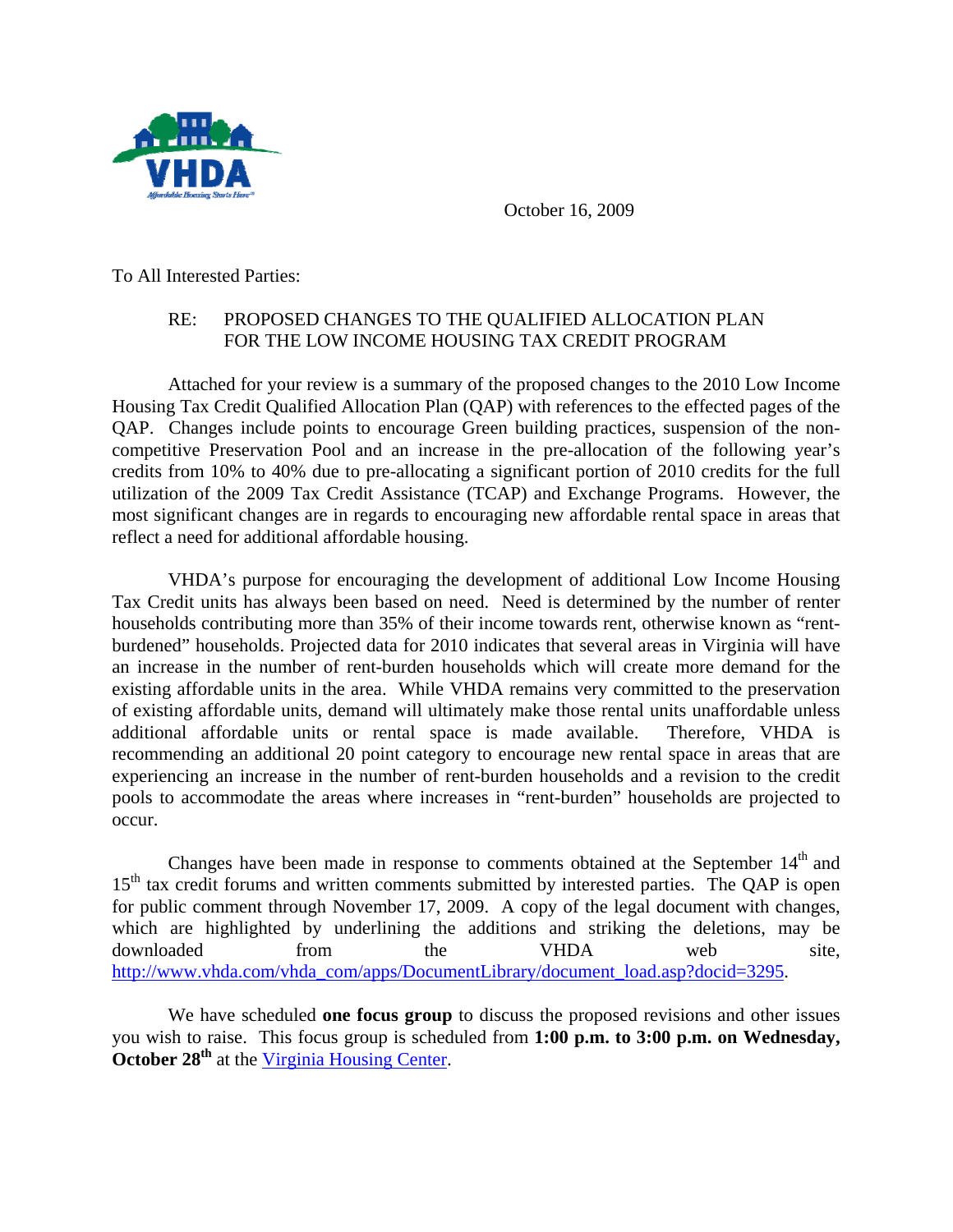October 16, 2009

To All Interested Parties:

RE: PROPOSED CHANGES TO THE QUALIFIED ALLOCATION PLAN FOR THE LOW INCOME HOUSING TAX CREDIT PROGRAM

Attached for your review is a summary of the proposed changes to the 2010 Low Income Housing Tax Credit Qualified Allocation Plan (QAP) with references to the effected pages of the QAP. Changes include points to encourage Green building practices, suspension of the non-competitive Preservation Pool and an increase in the pre-allocation of the following year's credits from 10% to 40% due to pre-allocating a significant portion of 2010 credits for the full utilization of the 2009 Tax Credit Assistance (TCAP) and Exchange Programs. However, the most significant changes are in regards to encouraging new affordable rental space in areas that reflect a need for additional affordable housing.

VHDA's purpose for encouraging the development of additional Low Income Housing Tax Credit units has always been based on need. Need is determined by the number of renter households contributing more than 35% of their income towards rent, otherwise known as "rent-burdened" households. Projected data for 2010 indicates that several areas in Virginia will have an increase in the number of rent-burden households which will create more demand for the existing affordable units in the area. While VHDA remains very committed to the preservation of existing affordable units, demand will ultimately make those rental units unaffordable unless additional affordable units or rental space is made available. Therefore, VHDA is recommending an additional 20 point category to encourage new rental space in areas that are experiencing an increase in the number of rent-burden households and a revision to the credit pools to accommodate the areas where increases in "rent-burden" households are projected to occur.

Changes have been made in response to comments obtained at the September 14th and 15th tax credit forums and written comments submitted by interested parties. The QAP is open for public comment through November 17, 2009. A copy of the legal document with changes, which are highlighted by underlining the additions and striking the deletions, may be downloaded from the VHDA web site, http://www.vhda.com/vhda_com/apps/DocumentLibrary/document_load.asp?docid=3295.

We have scheduled **one focus group** to discuss the proposed revisions and other issues you wish to raise. This focus group is scheduled from **1:00 p.m. to 3:00 p.m. on Wednesday, October 28th** at the Virginia Housing Center.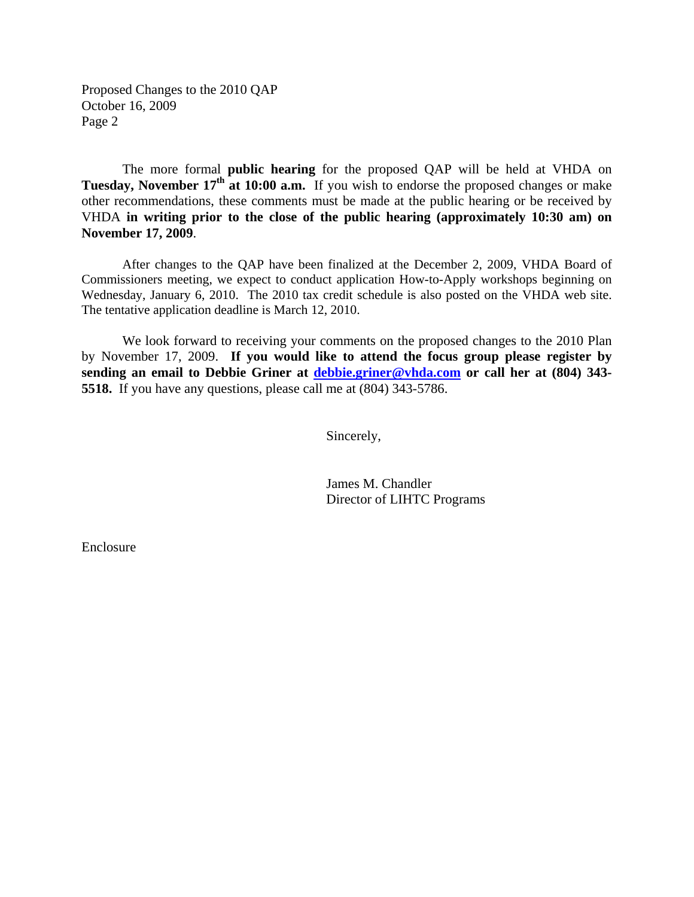The more formal **public hearing** for the proposed QAP will be held at VHDA on **Tuesday, November 17th at 10:00 a.m.** If you wish to endorse the proposed changes or make other recommendations, these comments must be made at the public hearing or be received by VHDA **in writing prior to the close of the public hearing (approximately 10:30 am) on November 17, 2009**.

After changes to the QAP have been finalized at the December 2, 2009, VHDA Board of Commissioners meeting, we expect to conduct application How-to-Apply workshops beginning on Wednesday, January 6, 2010. The 2010 tax credit schedule is also posted on the VHDA web site. The tentative application deadline is March 12, 2010.

We look forward to receiving your comments on the proposed changes to the 2010 Plan by November 17, 2009. **If you would like to attend the focus group please register by sending an email to Debbie Griner at debbie.griner@vhda.com or call her at (804) 343-5518.** If you have any questions, please call me at (804) 343-5786.

Sincerely,

James M. Chandler
Director of LIHTC Programs

Enclosure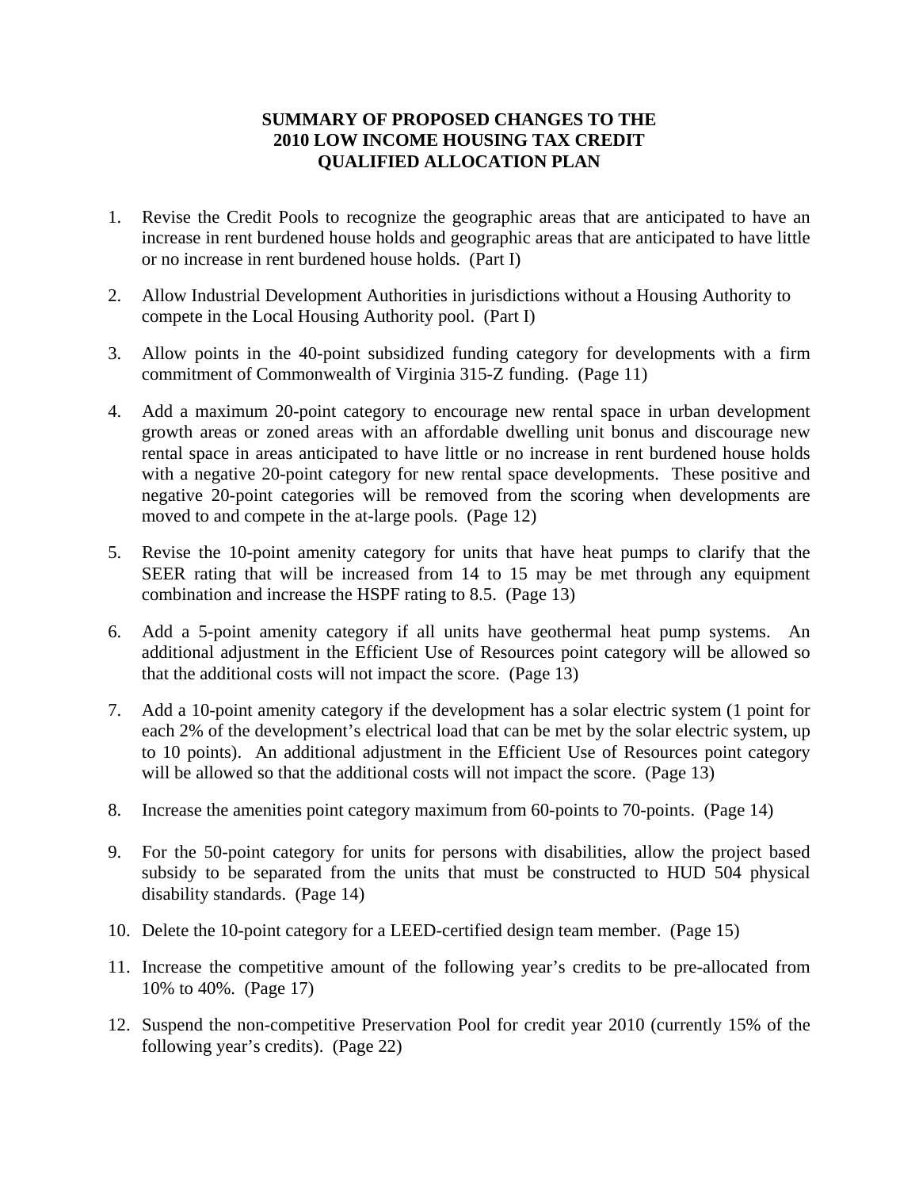# SUMMARY OF PROPOSED CHANGES TO THE 2010 LOW INCOME HOUSING TAX CREDIT QUALIFIED ALLOCATION PLAN

1. Revise the Credit Pools to recognize the geographic areas that are anticipated to have an increase in rent burdened house holds and geographic areas that are anticipated to have little or no increase in rent burdened house holds. (Part I)

2. Allow Industrial Development Authorities in jurisdictions without a Housing Authority to compete in the Local Housing Authority pool. (Part I)

3. Allow points in the 40-point subsidized funding category for developments with a firm commitment of Commonwealth of Virginia 315-Z funding. (Page 11)

4. Add a maximum 20-point category to encourage new rental space in urban development growth areas or zoned areas with an affordable dwelling unit bonus and discourage new rental space in areas anticipated to have little or no increase in rent burdened house holds with a negative 20-point category for new rental space developments. These positive and negative 20-point categories will be removed from the scoring when developments are moved to and compete in the at-large pools. (Page 12)

5. Revise the 10-point amenity category for units that have heat pumps to clarify that the SEER rating that will be increased from 14 to 15 may be met through any equipment combination and increase the HSPF rating to 8.5. (Page 13)

6. Add a 5-point amenity category if all units have geothermal heat pump systems. An additional adjustment in the Efficient Use of Resources point category will be allowed so that the additional costs will not impact the score. (Page 13)

7. Add a 10-point amenity category if the development has a solar electric system (1 point for each 2% of the development's electrical load that can be met by the solar electric system, up to 10 points). An additional adjustment in the Efficient Use of Resources point category will be allowed so that the additional costs will not impact the score. (Page 13)

8. Increase the amenities point category maximum from 60-points to 70-points. (Page 14)

9. For the 50-point category for units for persons with disabilities, allow the project based subsidy to be separated from the units that must be constructed to HUD 504 physical disability standards. (Page 14)

10. Delete the 10-point category for a LEED-certified design team member. (Page 15)

11. Increase the competitive amount of the following year's credits to be pre-allocated from 10% to 40%. (Page 17)

12. Suspend the non-competitive Preservation Pool for credit year 2010 (currently 15% of the following year's credits). (Page 22)